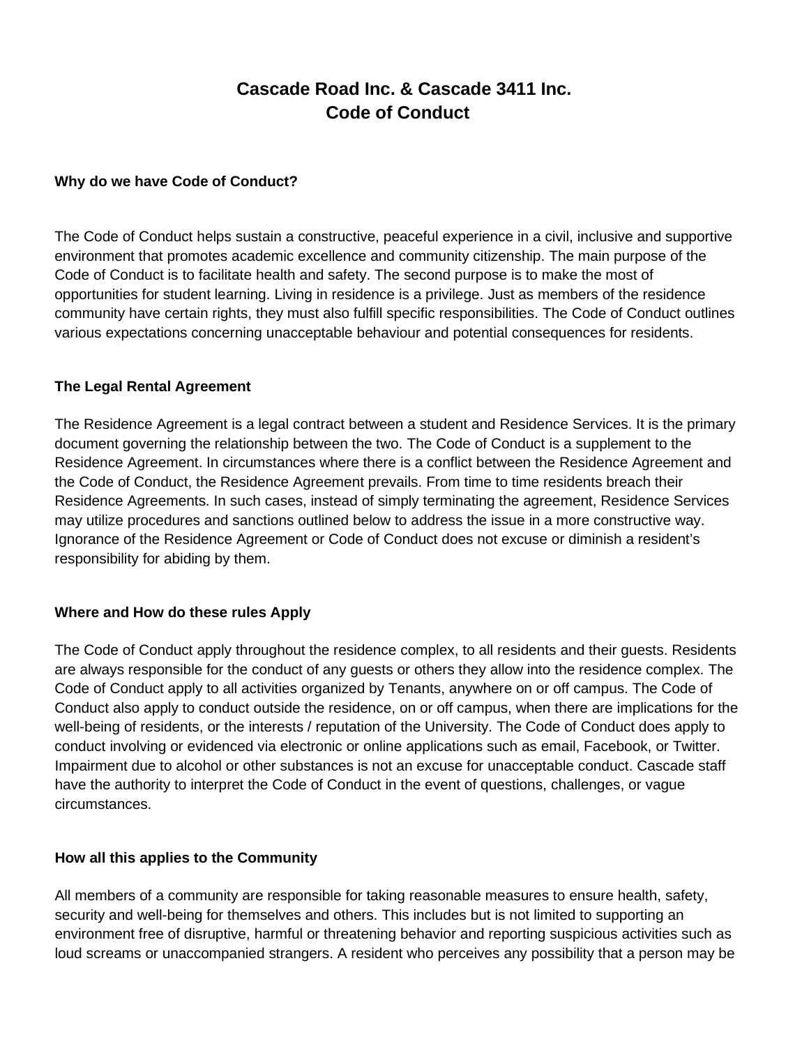# Cascade Road Inc. & Cascade 3411 Inc.
# Code of Conduct

**Why do we have Code of Conduct?**

The Code of Conduct helps sustain a constructive, peaceful experience in a civil, inclusive and supportive environment that promotes academic excellence and community citizenship. The main purpose of the Code of Conduct is to facilitate health and safety. The second purpose is to make the most of opportunities for student learning. Living in residence is a privilege. Just as members of the residence community have certain rights, they must also fulfill specific responsibilities. The Code of Conduct outlines various expectations concerning unacceptable behaviour and potential consequences for residents.

**The Legal Rental Agreement**

The Residence Agreement is a legal contract between a student and Residence Services. It is the primary document governing the relationship between the two. The Code of Conduct is a supplement to the Residence Agreement. In circumstances where there is a conflict between the Residence Agreement and the Code of Conduct, the Residence Agreement prevails. From time to time residents breach their Residence Agreements. In such cases, instead of simply terminating the agreement, Residence Services may utilize procedures and sanctions outlined below to address the issue in a more constructive way. Ignorance of the Residence Agreement or Code of Conduct does not excuse or diminish a resident's responsibility for abiding by them.

**Where and How do these rules Apply**

The Code of Conduct apply throughout the residence complex, to all residents and their guests. Residents are always responsible for the conduct of any guests or others they allow into the residence complex. The Code of Conduct apply to all activities organized by Tenants, anywhere on or off campus. The Code of Conduct also apply to conduct outside the residence, on or off campus, when there are implications for the well-being of residents, or the interests / reputation of the University. The Code of Conduct does apply to conduct involving or evidenced via electronic or online applications such as email, Facebook, or Twitter. Impairment due to alcohol or other substances is not an excuse for unacceptable conduct. Cascade staff have the authority to interpret the Code of Conduct in the event of questions, challenges, or vague circumstances.

**How all this applies to the Community**

All members of a community are responsible for taking reasonable measures to ensure health, safety, security and well-being for themselves and others. This includes but is not limited to supporting an environment free of disruptive, harmful or threatening behavior and reporting suspicious activities such as loud screams or unaccompanied strangers. A resident who perceives any possibility that a person may be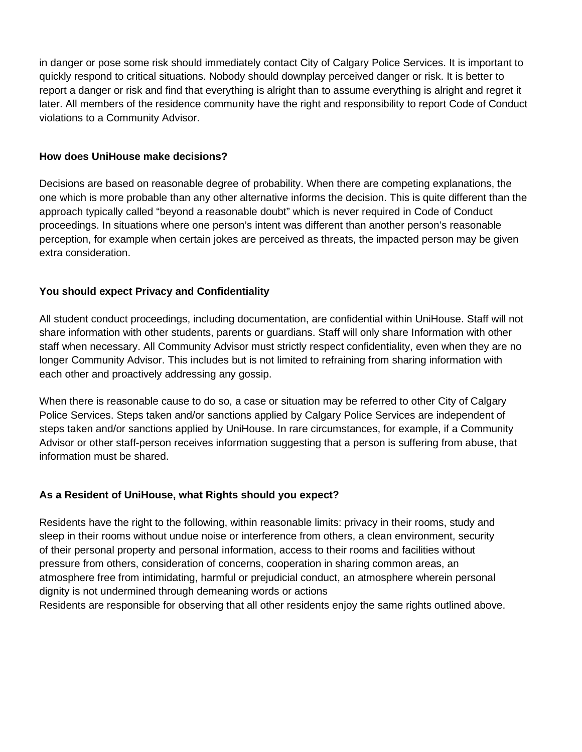in danger or pose some risk should immediately contact City of Calgary Police Services. It is important to quickly respond to critical situations. Nobody should downplay perceived danger or risk. It is better to report a danger or risk and find that everything is alright than to assume everything is alright and regret it later. All members of the residence community have the right and responsibility to report Code of Conduct violations to a Community Advisor.

**How does UniHouse make decisions?**

Decisions are based on reasonable degree of probability. When there are competing explanations, the one which is more probable than any other alternative informs the decision. This is quite different than the approach typically called "beyond a reasonable doubt" which is never required in Code of Conduct proceedings. In situations where one person's intent was different than another person's reasonable perception, for example when certain jokes are perceived as threats, the impacted person may be given extra consideration.

**You should expect Privacy and Confidentiality**

All student conduct proceedings, including documentation, are confidential within UniHouse. Staff will not share information with other students, parents or guardians. Staff will only share Information with other staff when necessary. All Community Advisor must strictly respect confidentiality, even when they are no longer Community Advisor. This includes but is not limited to refraining from sharing information with each other and proactively addressing any gossip.

When there is reasonable cause to do so, a case or situation may be referred to other City of Calgary Police Services. Steps taken and/or sanctions applied by Calgary Police Services are independent of steps taken and/or sanctions applied by UniHouse. In rare circumstances, for example, if a Community Advisor or other staff-person receives information suggesting that a person is suffering from abuse, that information must be shared.

**As a Resident of UniHouse, what Rights should you expect?**

Residents have the right to the following, within reasonable limits: privacy in their rooms, study and sleep in their rooms without undue noise or interference from others, a clean environment, security of their personal property and personal information, access to their rooms and facilities without pressure from others, consideration of concerns, cooperation in sharing common areas, an atmosphere free from intimidating, harmful or prejudicial conduct, an atmosphere wherein personal dignity is not undermined through demeaning words or actions
Residents are responsible for observing that all other residents enjoy the same rights outlined above.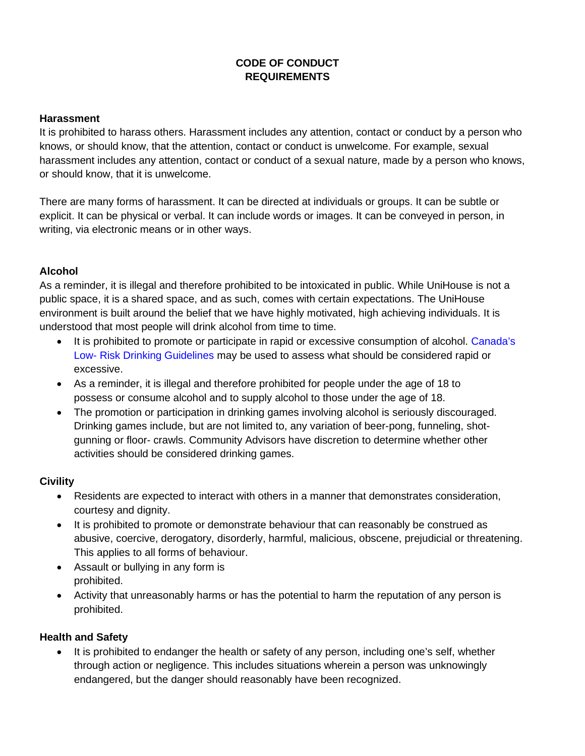# CODE OF CONDUCT REQUIREMENTS

**Harassment**

It is prohibited to harass others. Harassment includes any attention, contact or conduct by a person who knows, or should know, that the attention, contact or conduct is unwelcome. For example, sexual harassment includes any attention, contact or conduct of a sexual nature, made by a person who knows, or should know, that it is unwelcome.

There are many forms of harassment. It can be directed at individuals or groups. It can be subtle or explicit. It can be physical or verbal. It can include words or images. It can be conveyed in person, in writing, via electronic means or in other ways.

**Alcohol**

As a reminder, it is illegal and therefore prohibited to be intoxicated in public. While UniHouse is not a public space, it is a shared space, and as such, comes with certain expectations. The UniHouse environment is built around the belief that we have highly motivated, high achieving individuals. It is understood that most people will drink alcohol from time to time.

- It is prohibited to promote or participate in rapid or excessive consumption of alcohol. Canada's Low- Risk Drinking Guidelines may be used to assess what should be considered rapid or excessive.
- As a reminder, it is illegal and therefore prohibited for people under the age of 18 to possess or consume alcohol and to supply alcohol to those under the age of 18.
- The promotion or participation in drinking games involving alcohol is seriously discouraged. Drinking games include, but are not limited to, any variation of beer-pong, funneling, shot-gunning or floor- crawls. Community Advisors have discretion to determine whether other activities should be considered drinking games.

**Civility**

- Residents are expected to interact with others in a manner that demonstrates consideration, courtesy and dignity.
- It is prohibited to promote or demonstrate behaviour that can reasonably be construed as abusive, coercive, derogatory, disorderly, harmful, malicious, obscene, prejudicial or threatening. This applies to all forms of behaviour.
- Assault or bullying in any form is prohibited.
- Activity that unreasonably harms or has the potential to harm the reputation of any person is prohibited.

**Health and Safety**

- It is prohibited to endanger the health or safety of any person, including one's self, whether through action or negligence. This includes situations wherein a person was unknowingly endangered, but the danger should reasonably have been recognized.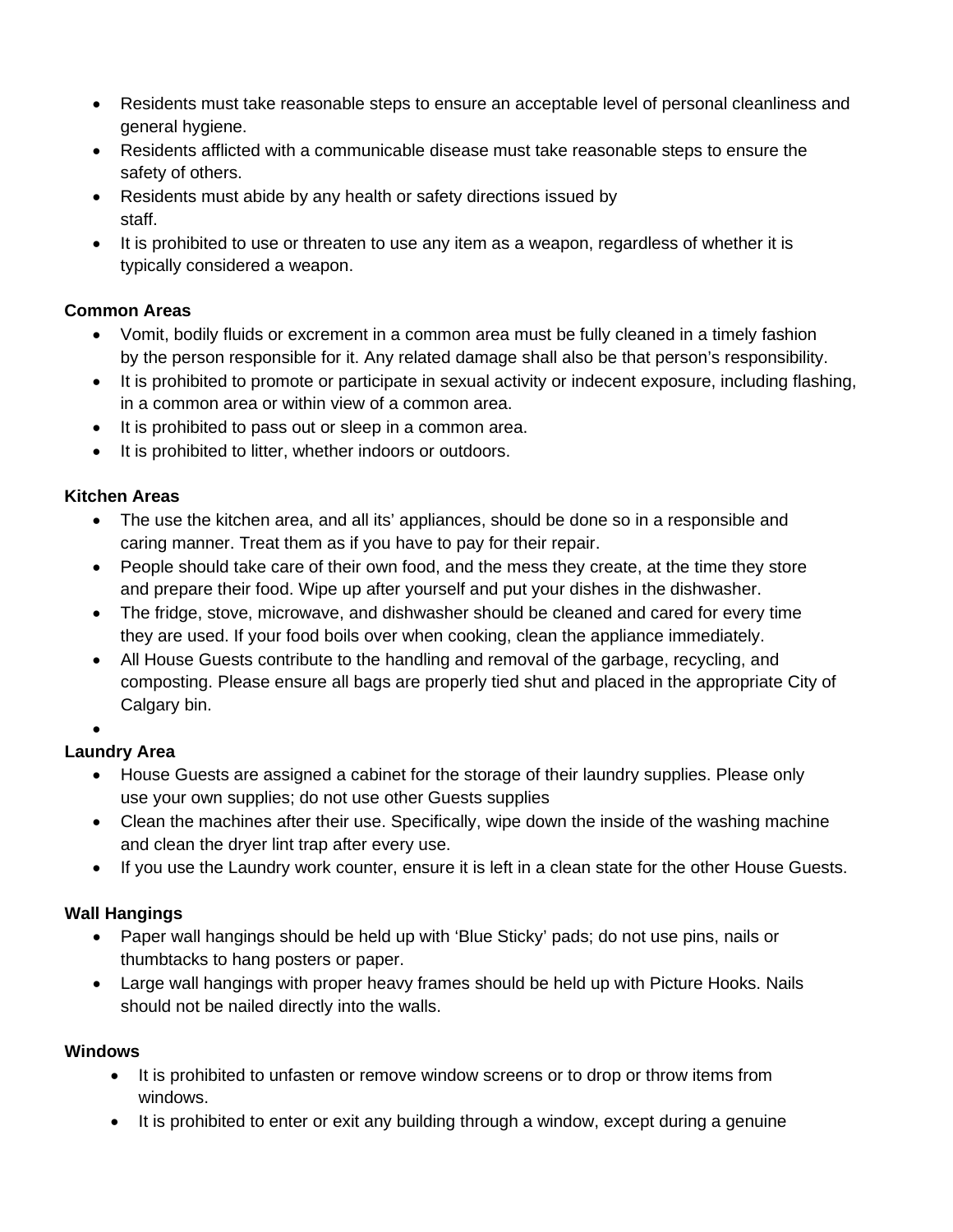- Residents must take reasonable steps to ensure an acceptable level of personal cleanliness and general hygiene.
- Residents afflicted with a communicable disease must take reasonable steps to ensure the safety of others.
- Residents must abide by any health or safety directions issued by staff.
- It is prohibited to use or threaten to use any item as a weapon, regardless of whether it is typically considered a weapon.

**Common Areas**

- Vomit, bodily fluids or excrement in a common area must be fully cleaned in a timely fashion by the person responsible for it. Any related damage shall also be that person's responsibility.
- It is prohibited to promote or participate in sexual activity or indecent exposure, including flashing, in a common area or within view of a common area.
- It is prohibited to pass out or sleep in a common area.
- It is prohibited to litter, whether indoors or outdoors.

**Kitchen Areas**

- The use the kitchen area, and all its' appliances, should be done so in a responsible and caring manner. Treat them as if you have to pay for their repair.
- People should take care of their own food, and the mess they create, at the time they store and prepare their food. Wipe up after yourself and put your dishes in the dishwasher.
- The fridge, stove, microwave, and dishwasher should be cleaned and cared for every time they are used. If your food boils over when cooking, clean the appliance immediately.
- All House Guests contribute to the handling and removal of the garbage, recycling, and composting. Please ensure all bags are properly tied shut and placed in the appropriate City of Calgary bin.

**Laundry Area**

- House Guests are assigned a cabinet for the storage of their laundry supplies. Please only use your own supplies; do not use other Guests supplies
- Clean the machines after their use. Specifically, wipe down the inside of the washing machine and clean the dryer lint trap after every use.
- If you use the Laundry work counter, ensure it is left in a clean state for the other House Guests.

**Wall Hangings**

- Paper wall hangings should be held up with 'Blue Sticky' pads; do not use pins, nails or thumbtacks to hang posters or paper.
- Large wall hangings with proper heavy frames should be held up with Picture Hooks. Nails should not be nailed directly into the walls.

**Windows**

- It is prohibited to unfasten or remove window screens or to drop or throw items from windows.
- It is prohibited to enter or exit any building through a window, except during a genuine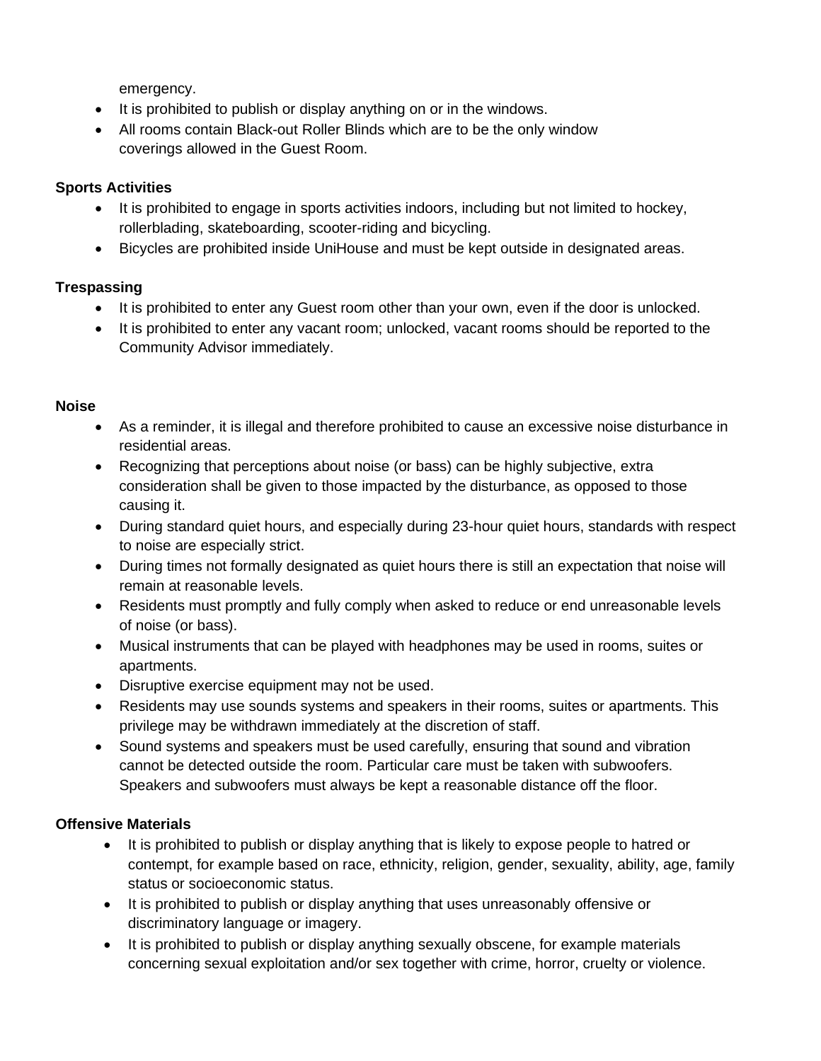emergency.

- It is prohibited to publish or display anything on or in the windows.
- All rooms contain Black-out Roller Blinds which are to be the only window coverings allowed in the Guest Room.

**Sports Activities**

- It is prohibited to engage in sports activities indoors, including but not limited to hockey, rollerblading, skateboarding, scooter-riding and bicycling.
- Bicycles are prohibited inside UniHouse and must be kept outside in designated areas.

**Trespassing**

- It is prohibited to enter any Guest room other than your own, even if the door is unlocked.
- It is prohibited to enter any vacant room; unlocked, vacant rooms should be reported to the Community Advisor immediately.

**Noise**

- As a reminder, it is illegal and therefore prohibited to cause an excessive noise disturbance in residential areas.
- Recognizing that perceptions about noise (or bass) can be highly subjective, extra consideration shall be given to those impacted by the disturbance, as opposed to those causing it.
- During standard quiet hours, and especially during 23-hour quiet hours, standards with respect to noise are especially strict.
- During times not formally designated as quiet hours there is still an expectation that noise will remain at reasonable levels.
- Residents must promptly and fully comply when asked to reduce or end unreasonable levels of noise (or bass).
- Musical instruments that can be played with headphones may be used in rooms, suites or apartments.
- Disruptive exercise equipment may not be used.
- Residents may use sounds systems and speakers in their rooms, suites or apartments. This privilege may be withdrawn immediately at the discretion of staff.
- Sound systems and speakers must be used carefully, ensuring that sound and vibration cannot be detected outside the room. Particular care must be taken with subwoofers. Speakers and subwoofers must always be kept a reasonable distance off the floor.

**Offensive Materials**

- It is prohibited to publish or display anything that is likely to expose people to hatred or contempt, for example based on race, ethnicity, religion, gender, sexuality, ability, age, family status or socioeconomic status.
- It is prohibited to publish or display anything that uses unreasonably offensive or discriminatory language or imagery.
- It is prohibited to publish or display anything sexually obscene, for example materials concerning sexual exploitation and/or sex together with crime, horror, cruelty or violence.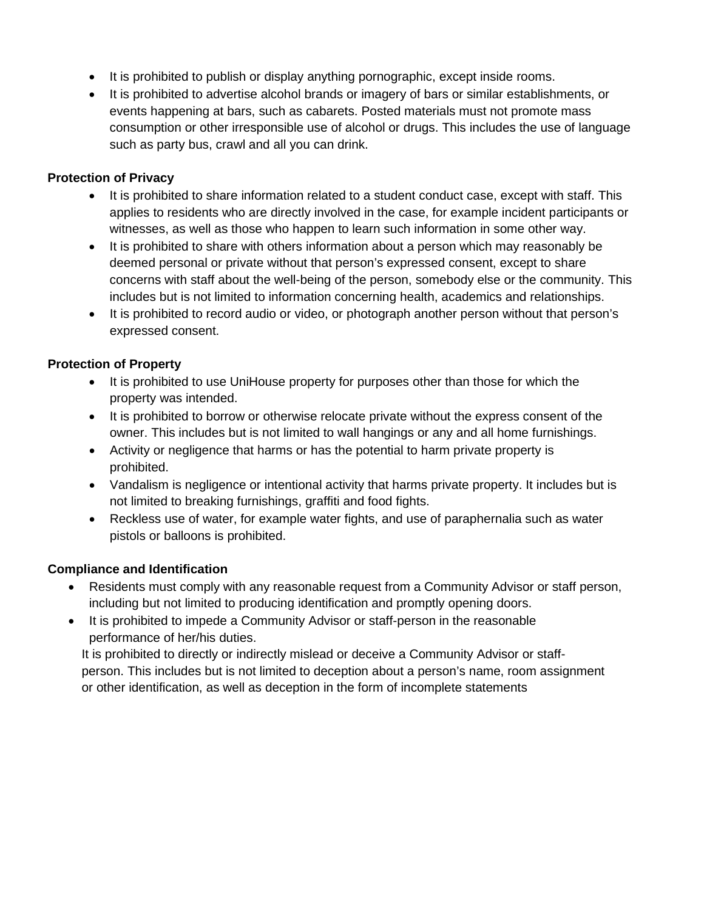- It is prohibited to publish or display anything pornographic, except inside rooms.
- It is prohibited to advertise alcohol brands or imagery of bars or similar establishments, or events happening at bars, such as cabarets. Posted materials must not promote mass consumption or other irresponsible use of alcohol or drugs. This includes the use of language such as party bus, crawl and all you can drink.

**Protection of Privacy**

- It is prohibited to share information related to a student conduct case, except with staff. This applies to residents who are directly involved in the case, for example incident participants or witnesses, as well as those who happen to learn such information in some other way.
- It is prohibited to share with others information about a person which may reasonably be deemed personal or private without that person's expressed consent, except to share concerns with staff about the well-being of the person, somebody else or the community. This includes but is not limited to information concerning health, academics and relationships.
- It is prohibited to record audio or video, or photograph another person without that person's expressed consent.

**Protection of Property**

- It is prohibited to use UniHouse property for purposes other than those for which the property was intended.
- It is prohibited to borrow or otherwise relocate private without the express consent of the owner. This includes but is not limited to wall hangings or any and all home furnishings.
- Activity or negligence that harms or has the potential to harm private property is prohibited.
- Vandalism is negligence or intentional activity that harms private property. It includes but is not limited to breaking furnishings, graffiti and food fights.
- Reckless use of water, for example water fights, and use of paraphernalia such as water pistols or balloons is prohibited.

**Compliance and Identification**

- Residents must comply with any reasonable request from a Community Advisor or staff person, including but not limited to producing identification and promptly opening doors.
- It is prohibited to impede a Community Advisor or staff-person in the reasonable performance of her/his duties.

It is prohibited to directly or indirectly mislead or deceive a Community Advisor or staff-person. This includes but is not limited to deception about a person's name, room assignment or other identification, as well as deception in the form of incomplete statements